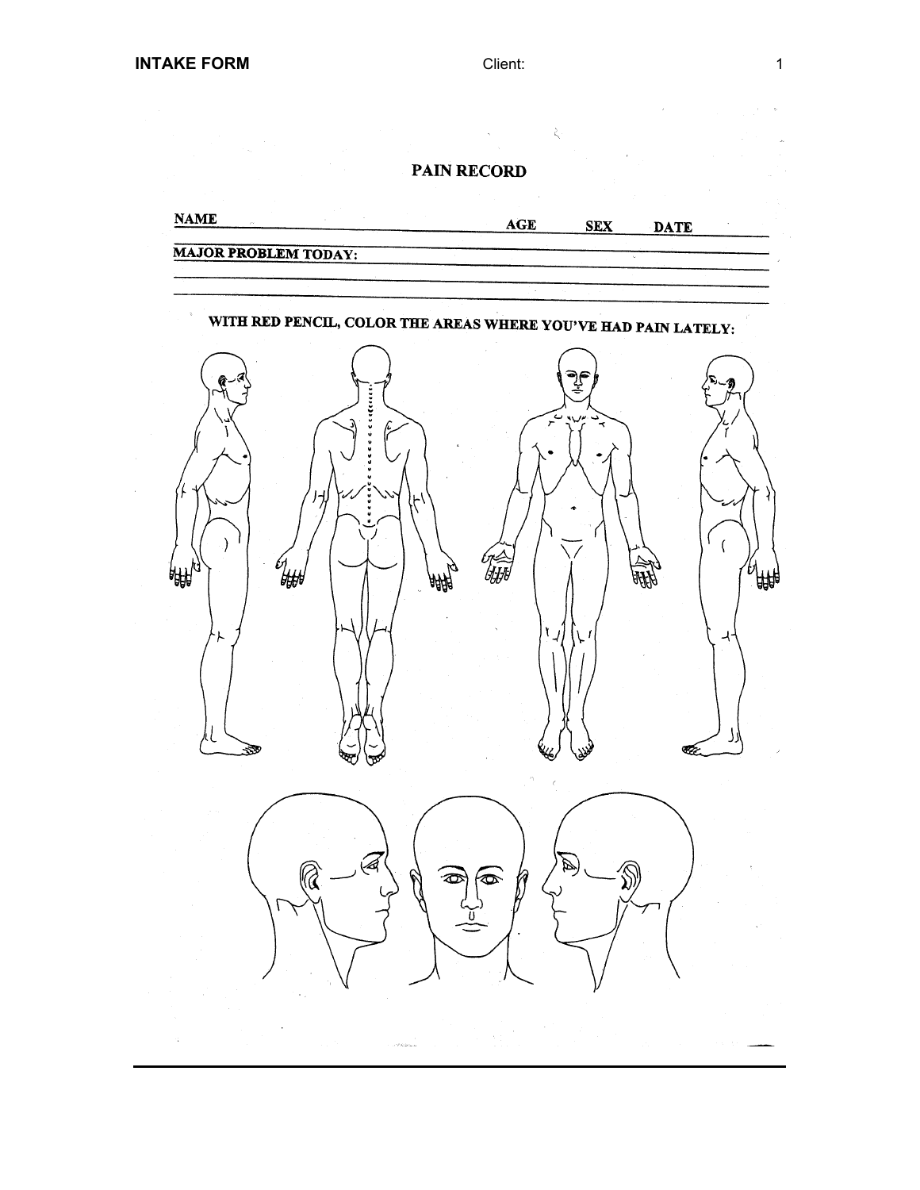# PAIN RECORD

**NAME** ______________________ **AGE** ______ **SEX** ______ **DATE** ______

**MAJOR PROBLEM TODAY:** ______________________________________________

______________________________________________

______________________________________________

**WITH RED PENCIL, COLOR THE AREAS WHERE YOU'VE HAD PAIN LATELY:**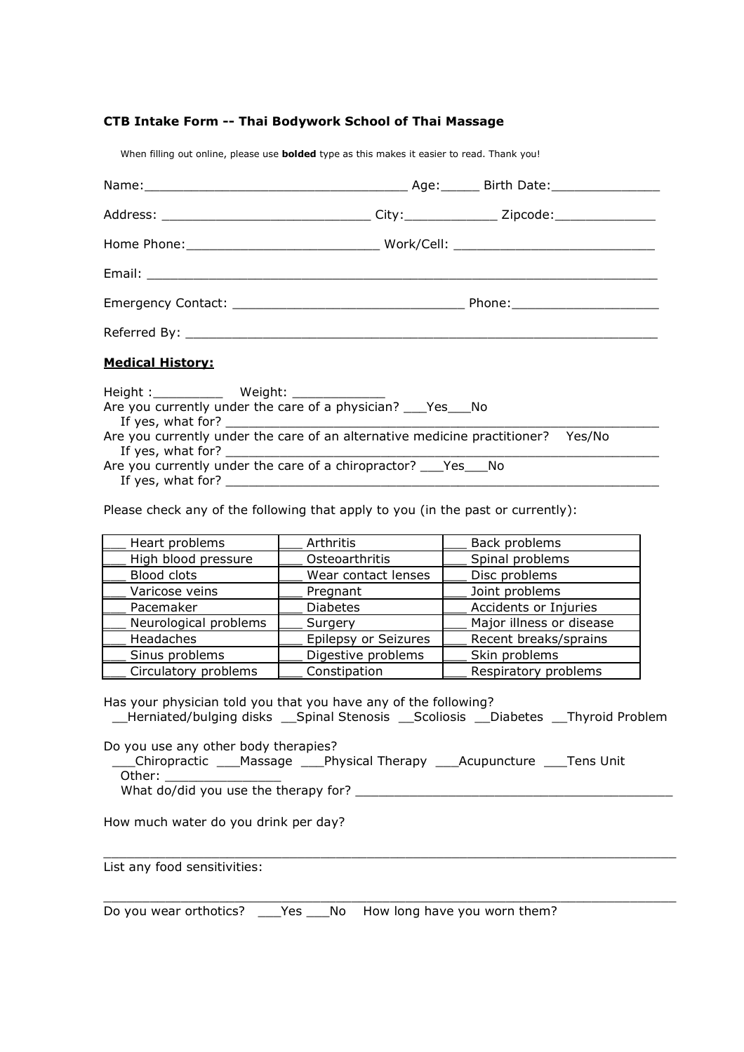**CTB Intake Form -- Thai Bodywork School of Thai Massage**

When filling out online, please use **bolded** type as this makes it easier to read. Thank you!

Name:___________________________________ Age:_____ Birth Date:______________

Address: ____________________________ City:____________ Zipcode:_____________

Home Phone:_________________________ Work/Cell: __________________________

Email: ______________________________________________________________

Emergency Contact: ______________________________ Phone:__________________

Referred By: __________________________________________________________

**Medical History:**

Height :_________ Weight: ____________

Are you currently under the care of a physician? ___Yes___No

If yes, what for? ________________________________________________________

Are you currently under the care of an alternative medicine practitioner? Yes/No

If yes, what for? ________________________________________________________

Are you currently under the care of a chiropractor? ___Yes___No

If yes, what for? ________________________________________________________

Please check any of the following that apply to you (in the past or currently):

| | | |
|---|---|---|
| ___ Heart problems | ___ Arthritis | ___ Back problems |
| ___ High blood pressure | ___ Osteoarthritis | ___ Spinal problems |
| ___ Blood clots | ___ Wear contact lenses | ___ Disc problems |
| ___ Varicose veins | ___ Pregnant | ___ Joint problems |
| ___ Pacemaker | ___ Diabetes | ___ Accidents or Injuries |
| ___ Neurological problems | ___ Surgery | ___ Major illness or disease |
| ___ Headaches | ___ Epilepsy or Seizures | ___ Recent breaks/sprains |
| ___ Sinus problems | ___ Digestive problems | ___ Skin problems |
| ___ Circulatory problems | ___ Constipation | ___ Respiratory problems |

Has your physician told you that you have any of the following?

__Herniated/bulging disks __Spinal Stenosis __Scoliosis __Diabetes __Thyroid Problem

Do you use any other body therapies?

___Chiropractic ___Massage ___Physical Therapy ___Acupuncture ___Tens Unit

Other: _______________

What do/did you use the therapy for? __________________________________________

How much water do you drink per day?

_________________________________________________________________________

List any food sensitivities:

_________________________________________________________________________

Do you wear orthotics? ___Yes ___No How long have you worn them?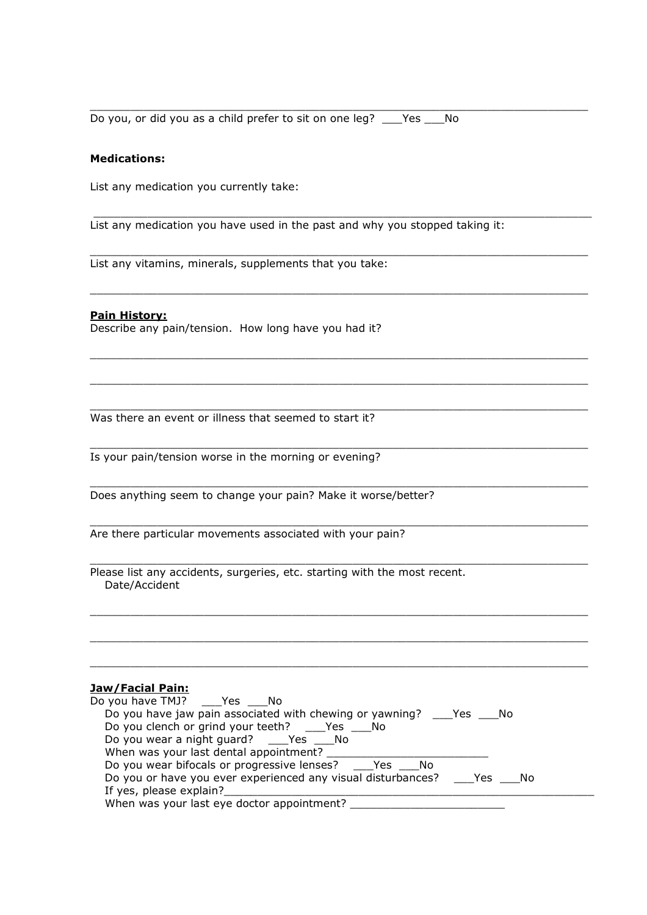\_\_\_\_\_\_\_\_\_\_\_\_\_\_\_\_\_\_\_\_\_\_\_\_\_\_\_\_\_\_\_\_\_\_\_\_\_\_\_\_\_\_\_\_\_\_\_\_\_\_\_\_\_\_\_\_\_\_\_\_\_\_\_\_\_\_\_\_\_\_\_\_\_\_

Do you, or did you as a child prefer to sit on one leg? ___Yes ___No

**Medications:**

List any medication you currently take:

\_\_\_\_\_\_\_\_\_\_\_\_\_\_\_\_\_\_\_\_\_\_\_\_\_\_\_\_\_\_\_\_\_\_\_\_\_\_\_\_\_\_\_\_\_\_\_\_\_\_\_\_\_\_\_\_\_\_\_\_\_\_\_\_\_\_\_\_\_\_\_\_\_\_

List any medication you have used in the past and why you stopped taking it:

\_\_\_\_\_\_\_\_\_\_\_\_\_\_\_\_\_\_\_\_\_\_\_\_\_\_\_\_\_\_\_\_\_\_\_\_\_\_\_\_\_\_\_\_\_\_\_\_\_\_\_\_\_\_\_\_\_\_\_\_\_\_\_\_\_\_\_\_\_\_\_\_\_\_

List any vitamins, minerals, supplements that you take:

\_\_\_\_\_\_\_\_\_\_\_\_\_\_\_\_\_\_\_\_\_\_\_\_\_\_\_\_\_\_\_\_\_\_\_\_\_\_\_\_\_\_\_\_\_\_\_\_\_\_\_\_\_\_\_\_\_\_\_\_\_\_\_\_\_\_\_\_\_\_\_\_\_\_

**Pain History:**

Describe any pain/tension. How long have you had it?

\_\_\_\_\_\_\_\_\_\_\_\_\_\_\_\_\_\_\_\_\_\_\_\_\_\_\_\_\_\_\_\_\_\_\_\_\_\_\_\_\_\_\_\_\_\_\_\_\_\_\_\_\_\_\_\_\_\_\_\_\_\_\_\_\_\_\_\_\_\_\_\_\_\_

\_\_\_\_\_\_\_\_\_\_\_\_\_\_\_\_\_\_\_\_\_\_\_\_\_\_\_\_\_\_\_\_\_\_\_\_\_\_\_\_\_\_\_\_\_\_\_\_\_\_\_\_\_\_\_\_\_\_\_\_\_\_\_\_\_\_\_\_\_\_\_\_\_\_

\_\_\_\_\_\_\_\_\_\_\_\_\_\_\_\_\_\_\_\_\_\_\_\_\_\_\_\_\_\_\_\_\_\_\_\_\_\_\_\_\_\_\_\_\_\_\_\_\_\_\_\_\_\_\_\_\_\_\_\_\_\_\_\_\_\_\_\_\_\_\_\_\_\_

Was there an event or illness that seemed to start it?

\_\_\_\_\_\_\_\_\_\_\_\_\_\_\_\_\_\_\_\_\_\_\_\_\_\_\_\_\_\_\_\_\_\_\_\_\_\_\_\_\_\_\_\_\_\_\_\_\_\_\_\_\_\_\_\_\_\_\_\_\_\_\_\_\_\_\_\_\_\_\_\_\_\_

Is your pain/tension worse in the morning or evening?

\_\_\_\_\_\_\_\_\_\_\_\_\_\_\_\_\_\_\_\_\_\_\_\_\_\_\_\_\_\_\_\_\_\_\_\_\_\_\_\_\_\_\_\_\_\_\_\_\_\_\_\_\_\_\_\_\_\_\_\_\_\_\_\_\_\_\_\_\_\_\_\_\_\_

Does anything seem to change your pain? Make it worse/better?

\_\_\_\_\_\_\_\_\_\_\_\_\_\_\_\_\_\_\_\_\_\_\_\_\_\_\_\_\_\_\_\_\_\_\_\_\_\_\_\_\_\_\_\_\_\_\_\_\_\_\_\_\_\_\_\_\_\_\_\_\_\_\_\_\_\_\_\_\_\_\_\_\_\_

Are there particular movements associated with your pain?

\_\_\_\_\_\_\_\_\_\_\_\_\_\_\_\_\_\_\_\_\_\_\_\_\_\_\_\_\_\_\_\_\_\_\_\_\_\_\_\_\_\_\_\_\_\_\_\_\_\_\_\_\_\_\_\_\_\_\_\_\_\_\_\_\_\_\_\_\_\_\_\_\_\_

Please list any accidents, surgeries, etc. starting with the most recent.
Date/Accident

\_\_\_\_\_\_\_\_\_\_\_\_\_\_\_\_\_\_\_\_\_\_\_\_\_\_\_\_\_\_\_\_\_\_\_\_\_\_\_\_\_\_\_\_\_\_\_\_\_\_\_\_\_\_\_\_\_\_\_\_\_\_\_\_\_\_\_\_\_\_\_\_\_\_

\_\_\_\_\_\_\_\_\_\_\_\_\_\_\_\_\_\_\_\_\_\_\_\_\_\_\_\_\_\_\_\_\_\_\_\_\_\_\_\_\_\_\_\_\_\_\_\_\_\_\_\_\_\_\_\_\_\_\_\_\_\_\_\_\_\_\_\_\_\_\_\_\_\_

\_\_\_\_\_\_\_\_\_\_\_\_\_\_\_\_\_\_\_\_\_\_\_\_\_\_\_\_\_\_\_\_\_\_\_\_\_\_\_\_\_\_\_\_\_\_\_\_\_\_\_\_\_\_\_\_\_\_\_\_\_\_\_\_\_\_\_\_\_\_\_\_\_\_

**Jaw/Facial Pain:**

Do you have TMJ? ___Yes ___No

- Do you have jaw pain associated with chewing or yawning? ___Yes ___No
- Do you clench or grind your teeth? ___Yes ___No
- Do you wear a night guard? ___Yes ___No
- When was your last dental appointment? _________________________
- Do you wear bifocals or progressive lenses? ___Yes ___No
- Do you or have you ever experienced any visual disturbances? ___Yes ___No
- If yes, please explain?_________________________________________________________
- When was your last eye doctor appointment? _______________________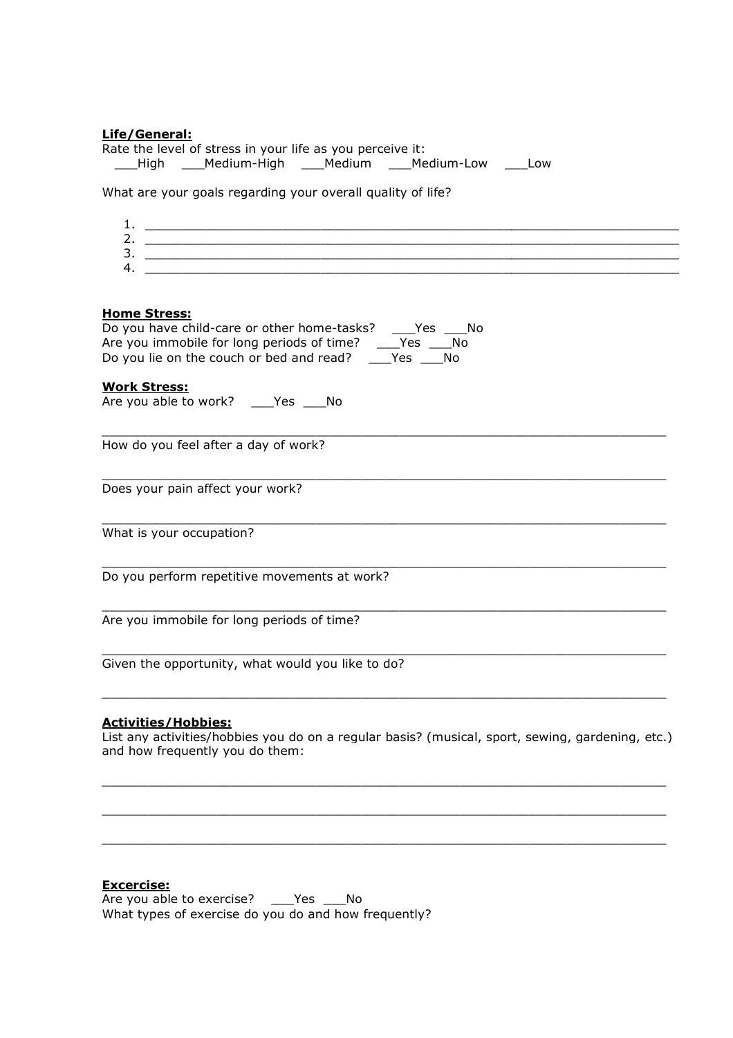**Life/General:**

Rate the level of stress in your life as you perceive it:
___High ___Medium-High ___Medium ___Medium-Low ___Low

What are your goals regarding your overall quality of life?

1. ______________________________________________________________________
2. ______________________________________________________________________
3. ______________________________________________________________________
4. ______________________________________________________________________

**Home Stress:**

Do you have child-care or other home-tasks? ___Yes ___No
Are you immobile for long periods of time? ___Yes ___No
Do you lie on the couch or bed and read? ___Yes ___No

**Work Stress:**

Are you able to work? ___Yes ___No

______________________________________________________________________

How do you feel after a day of work?

______________________________________________________________________

Does your pain affect your work?

______________________________________________________________________

What is your occupation?

______________________________________________________________________

Do you perform repetitive movements at work?

______________________________________________________________________

Are you immobile for long periods of time?

______________________________________________________________________

Given the opportunity, what would you like to do?

______________________________________________________________________

**Activities/Hobbies:**

List any activities/hobbies you do on a regular basis? (musical, sport, sewing, gardening, etc.) and how frequently you do them:

______________________________________________________________________

______________________________________________________________________

______________________________________________________________________

**Excercise:**

Are you able to exercise? ___Yes ___No
What types of exercise do you do and how frequently?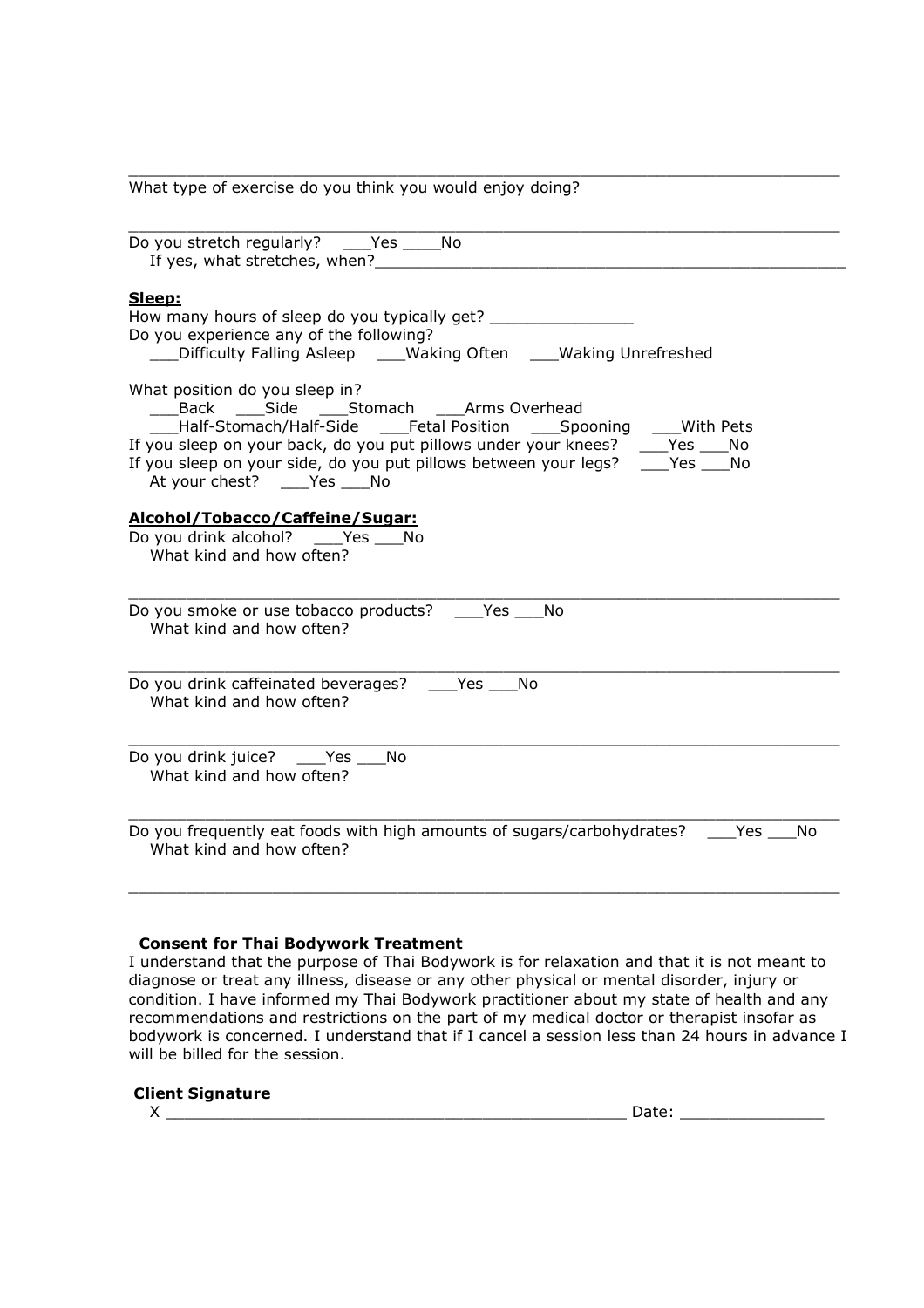\_\_\_\_\_\_\_\_\_\_\_\_\_\_\_\_\_\_\_\_\_\_\_\_\_\_\_\_\_\_\_\_\_\_\_\_\_\_\_\_\_\_\_\_\_\_\_\_\_\_\_\_\_\_\_\_\_\_\_\_\_\_\_\_\_\_\_\_\_\_

What type of exercise do you think you would enjoy doing?

\_\_\_\_\_\_\_\_\_\_\_\_\_\_\_\_\_\_\_\_\_\_\_\_\_\_\_\_\_\_\_\_\_\_\_\_\_\_\_\_\_\_\_\_\_\_\_\_\_\_\_\_\_\_\_\_\_\_\_\_\_\_\_\_\_\_\_\_\_\_

Do you stretch regularly? \_\_\_Yes \_\_\_\_No

If yes, what stretches, when?\_\_\_\_\_\_\_\_\_\_\_\_\_\_\_\_\_\_\_\_\_\_\_\_\_\_\_\_\_\_\_\_\_\_\_\_\_\_\_\_\_\_\_\_\_\_\_\_\_\_

**Sleep:**

How many hours of sleep do you typically get? \_\_\_\_\_\_\_\_\_\_\_\_\_\_\_

Do you experience any of the following?

\_\_\_Difficulty Falling Asleep \_\_\_Waking Often \_\_\_Waking Unrefreshed

What position do you sleep in?

\_\_\_Back \_\_\_Side \_\_\_Stomach \_\_\_Arms Overhead

\_\_\_Half-Stomach/Half-Side \_\_\_Fetal Position \_\_\_Spooning \_\_\_With Pets

If you sleep on your back, do you put pillows under your knees? \_\_\_Yes \_\_\_No

If you sleep on your side, do you put pillows between your legs? \_\_\_Yes \_\_\_No

At your chest? \_\_\_Yes \_\_\_No

**Alcohol/Tobacco/Caffeine/Sugar:**

Do you drink alcohol? \_\_\_Yes \_\_\_No

What kind and how often?

\_\_\_\_\_\_\_\_\_\_\_\_\_\_\_\_\_\_\_\_\_\_\_\_\_\_\_\_\_\_\_\_\_\_\_\_\_\_\_\_\_\_\_\_\_\_\_\_\_\_\_\_\_\_\_\_\_\_\_\_\_\_\_\_\_\_\_\_\_\_

Do you smoke or use tobacco products? \_\_\_Yes \_\_\_No

What kind and how often?

\_\_\_\_\_\_\_\_\_\_\_\_\_\_\_\_\_\_\_\_\_\_\_\_\_\_\_\_\_\_\_\_\_\_\_\_\_\_\_\_\_\_\_\_\_\_\_\_\_\_\_\_\_\_\_\_\_\_\_\_\_\_\_\_\_\_\_\_\_\_

Do you drink caffeinated beverages? \_\_\_Yes \_\_\_No

What kind and how often?

\_\_\_\_\_\_\_\_\_\_\_\_\_\_\_\_\_\_\_\_\_\_\_\_\_\_\_\_\_\_\_\_\_\_\_\_\_\_\_\_\_\_\_\_\_\_\_\_\_\_\_\_\_\_\_\_\_\_\_\_\_\_\_\_\_\_\_\_\_\_

Do you drink juice? \_\_\_Yes \_\_\_No

What kind and how often?

\_\_\_\_\_\_\_\_\_\_\_\_\_\_\_\_\_\_\_\_\_\_\_\_\_\_\_\_\_\_\_\_\_\_\_\_\_\_\_\_\_\_\_\_\_\_\_\_\_\_\_\_\_\_\_\_\_\_\_\_\_\_\_\_\_\_\_\_\_\_

Do you frequently eat foods with high amounts of sugars/carbohydrates? \_\_\_Yes \_\_\_No

What kind and how often?

\_\_\_\_\_\_\_\_\_\_\_\_\_\_\_\_\_\_\_\_\_\_\_\_\_\_\_\_\_\_\_\_\_\_\_\_\_\_\_\_\_\_\_\_\_\_\_\_\_\_\_\_\_\_\_\_\_\_\_\_\_\_\_\_\_\_\_\_\_\_

**Consent for Thai Bodywork Treatment**

I understand that the purpose of Thai Bodywork is for relaxation and that it is not meant to diagnose or treat any illness, disease or any other physical or mental disorder, injury or condition. I have informed my Thai Bodywork practitioner about my state of health and any recommendations and restrictions on the part of my medical doctor or therapist insofar as bodywork is concerned. I understand that if I cancel a session less than 24 hours in advance I will be billed for the session.

**Client Signature**

X \_\_\_\_\_\_\_\_\_\_\_\_\_\_\_\_\_\_\_\_\_\_\_\_\_\_\_\_\_\_\_\_\_\_\_\_\_\_\_\_\_\_\_\_\_\_\_\_ Date: \_\_\_\_\_\_\_\_\_\_\_\_\_\_\_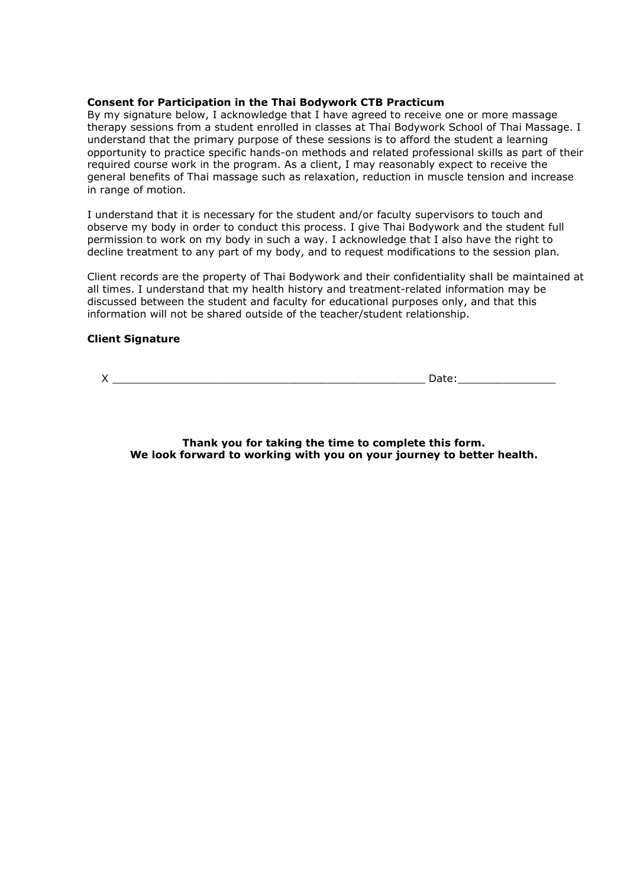**Consent for Participation in the Thai Bodywork CTB Practicum**

By my signature below, I acknowledge that I have agreed to receive one or more massage therapy sessions from a student enrolled in classes at Thai Bodywork School of Thai Massage. I understand that the primary purpose of these sessions is to afford the student a learning opportunity to practice specific hands-on methods and related professional skills as part of their required course work in the program. As a client, I may reasonably expect to receive the general benefits of Thai massage such as relaxation, reduction in muscle tension and increase in range of motion.

I understand that it is necessary for the student and/or faculty supervisors to touch and observe my body in order to conduct this process. I give Thai Bodywork and the student full permission to work on my body in such a way. I acknowledge that I also have the right to decline treatment to any part of my body, and to request modifications to the session plan.

Client records are the property of Thai Bodywork and their confidentiality shall be maintained at all times. I understand that my health history and treatment-related information may be discussed between the student and faculty for educational purposes only, and that this information will not be shared outside of the teacher/student relationship.

**Client Signature**

X _______________________________________________ Date:______________

**Thank you for taking the time to complete this form.**
**We look forward to working with you on your journey to better health.**